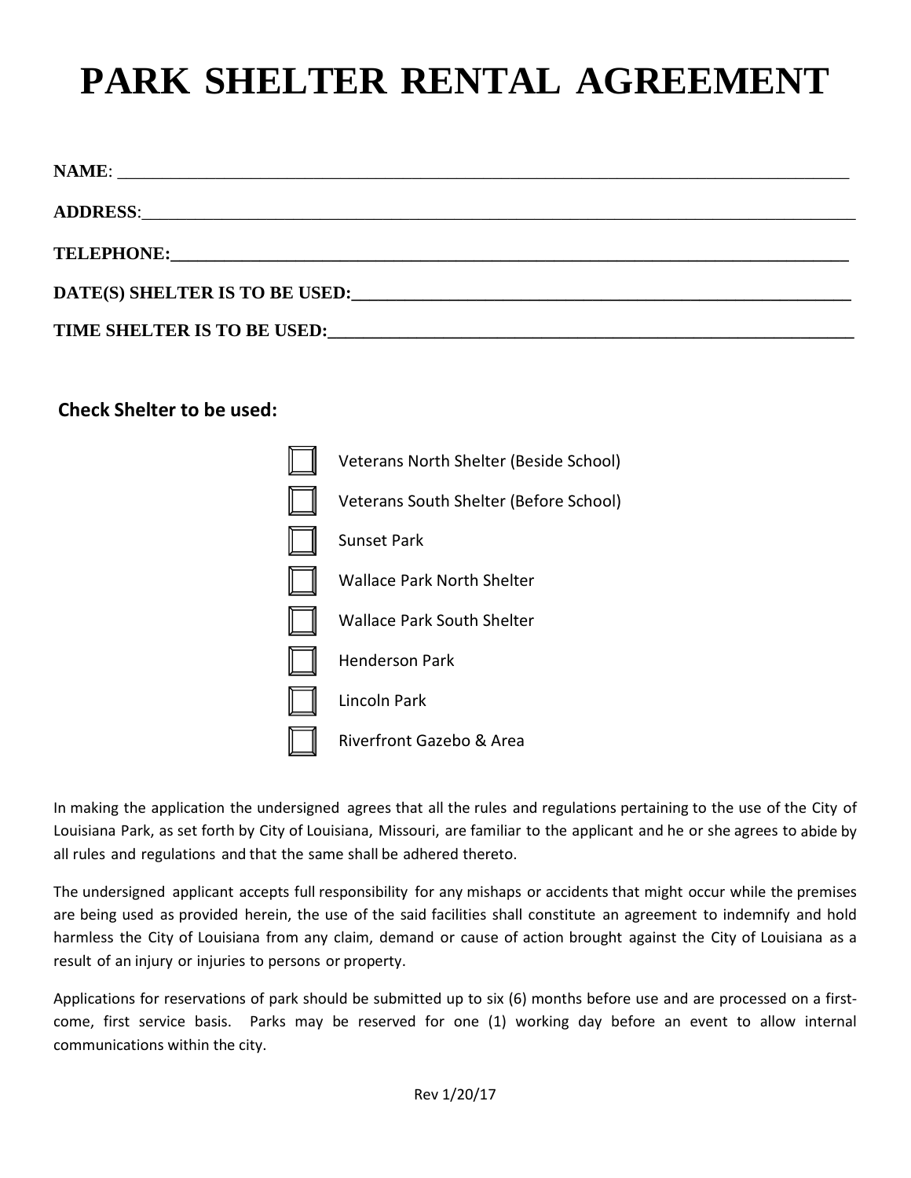# PARK SHELTER RENTAL AGREEMENT

**NAME**: ______________________________________________________________________________

**ADDRESS**:____________________________________________________________________________

**TELEPHONE:**__________________________________________________________________________

**DATE(S) SHELTER IS TO BE USED:**______________________________________________________

**TIME SHELTER IS TO BE USED:**_________________________________________________________

**Check Shelter to be used:**

- [ ] Veterans North Shelter (Beside School)
- [ ] Veterans South Shelter (Before School)
- [ ] Sunset Park
- [ ] Wallace Park North Shelter
- [ ] Wallace Park South Shelter
- [ ] Henderson Park
- [ ] Lincoln Park
- [ ] Riverfront Gazebo & Area

In making the application the undersigned agrees that all the rules and regulations pertaining to the use of the City of Louisiana Park, as set forth by City of Louisiana, Missouri, are familiar to the applicant and he or she agrees to abide by all rules and regulations and that the same shall be adhered thereto.

The undersigned applicant accepts full responsibility for any mishaps or accidents that might occur while the premises are being used as provided herein, the use of the said facilities shall constitute an agreement to indemnify and hold harmless the City of Louisiana from any claim, demand or cause of action brought against the City of Louisiana as a result of an injury or injuries to persons or property.

Applications for reservations of park should be submitted up to six (6) months before use and are processed on a first-come, first service basis. Parks may be reserved for one (1) working day before an event to allow internal communications within the city.

Rev 1/20/17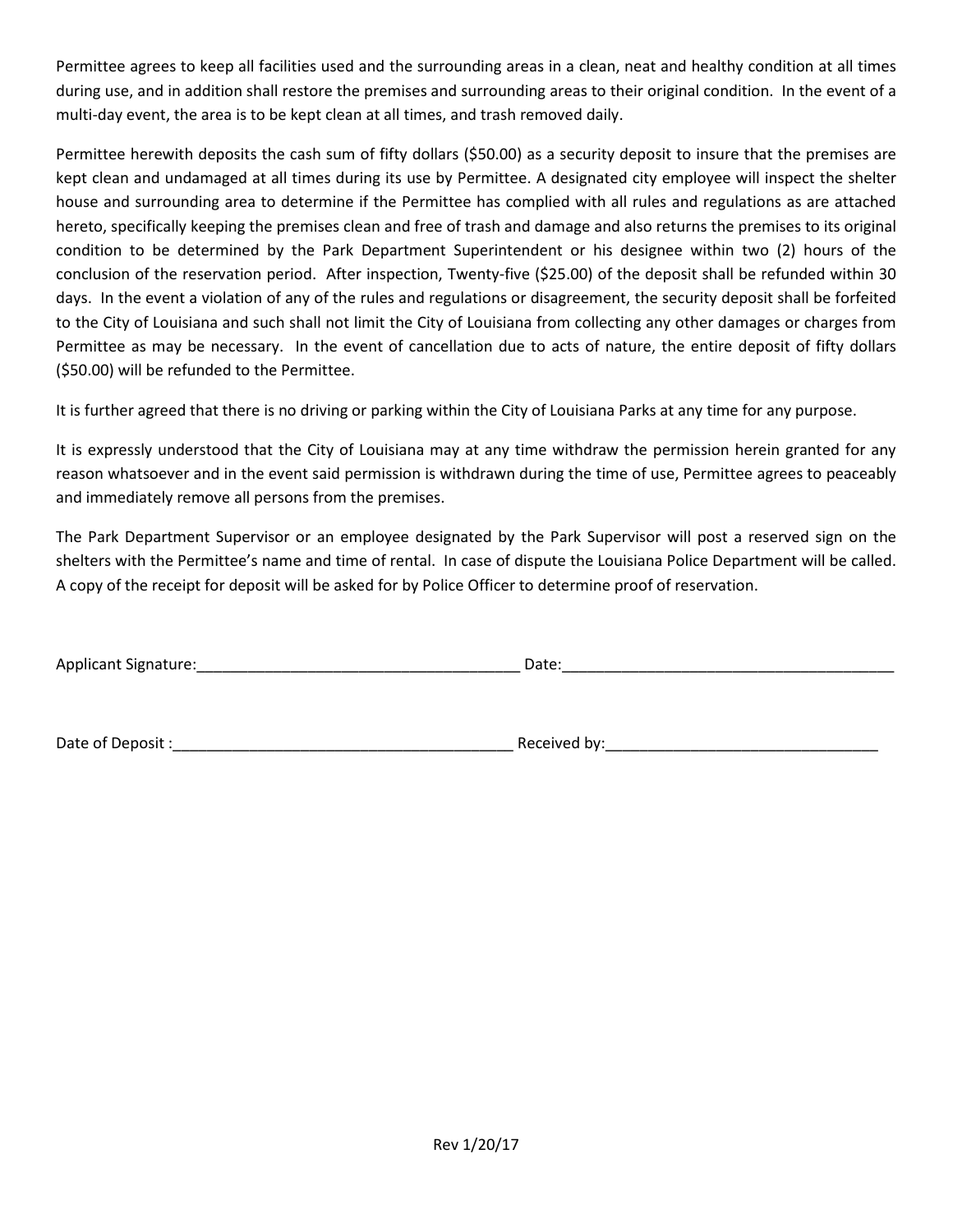Permittee agrees to keep all facilities used and the surrounding areas in a clean, neat and healthy condition at all times during use, and in addition shall restore the premises and surrounding areas to their original condition. In the event of a multi-day event, the area is to be kept clean at all times, and trash removed daily.

Permittee herewith deposits the cash sum of fifty dollars ($50.00) as a security deposit to insure that the premises are kept clean and undamaged at all times during its use by Permittee. A designated city employee will inspect the shelter house and surrounding area to determine if the Permittee has complied with all rules and regulations as are attached hereto, specifically keeping the premises clean and free of trash and damage and also returns the premises to its original condition to be determined by the Park Department Superintendent or his designee within two (2) hours of the conclusion of the reservation period. After inspection, Twenty-five ($25.00) of the deposit shall be refunded within 30 days. In the event a violation of any of the rules and regulations or disagreement, the security deposit shall be forfeited to the City of Louisiana and such shall not limit the City of Louisiana from collecting any other damages or charges from Permittee as may be necessary. In the event of cancellation due to acts of nature, the entire deposit of fifty dollars ($50.00) will be refunded to the Permittee.

It is further agreed that there is no driving or parking within the City of Louisiana Parks at any time for any purpose.

It is expressly understood that the City of Louisiana may at any time withdraw the permission herein granted for any reason whatsoever and in the event said permission is withdrawn during the time of use, Permittee agrees to peaceably and immediately remove all persons from the premises.

The Park Department Supervisor or an employee designated by the Park Supervisor will post a reserved sign on the shelters with the Permittee's name and time of rental. In case of dispute the Louisiana Police Department will be called. A copy of the receipt for deposit will be asked for by Police Officer to determine proof of reservation.

Applicant Signature:______________________________________ Date:________________________________________

Date of Deposit :________________________________________ Received by:________________________________

Rev 1/20/17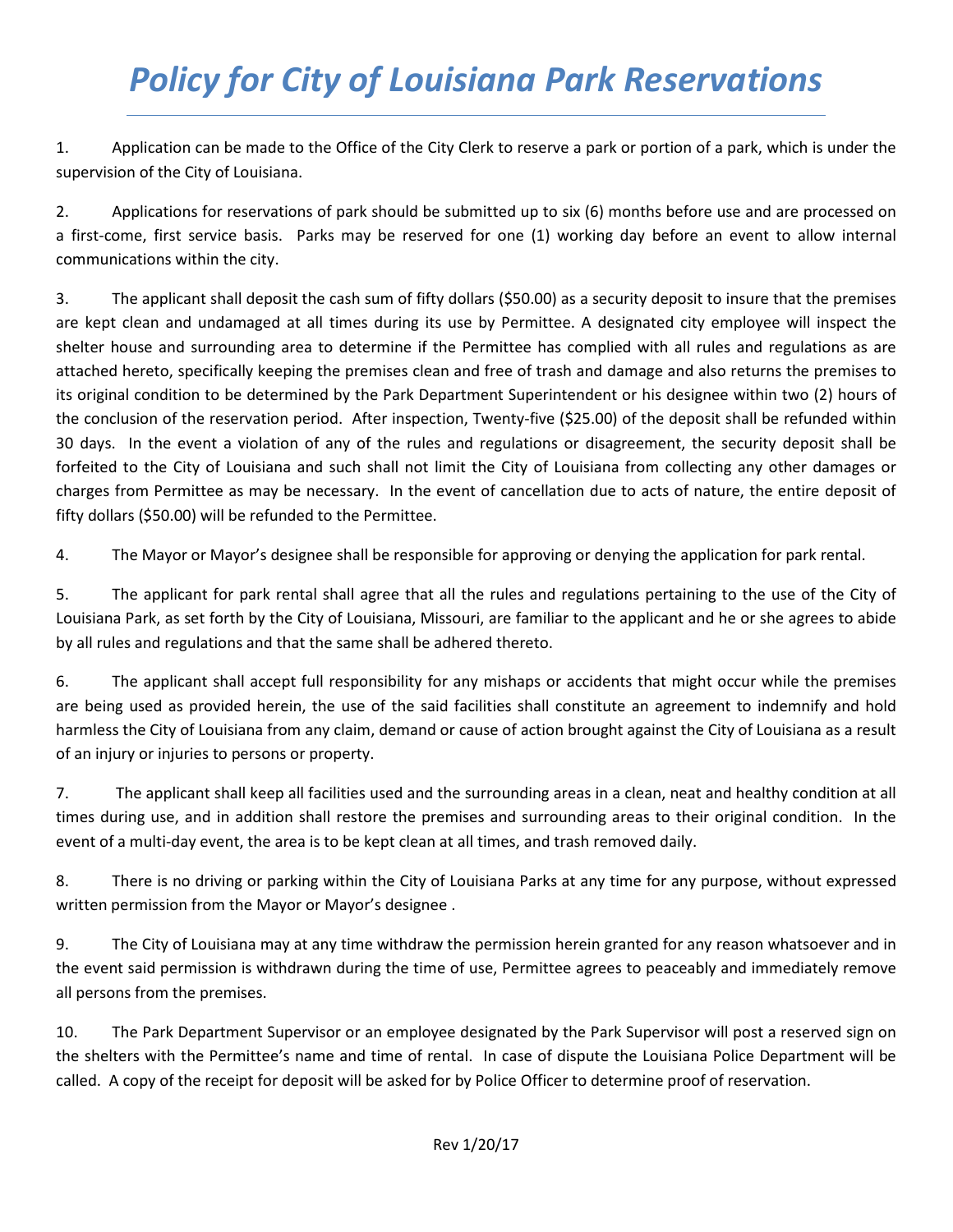# *Policy for City of Louisiana Park Reservations*

1. Application can be made to the Office of the City Clerk to reserve a park or portion of a park, which is under the supervision of the City of Louisiana.

2. Applications for reservations of park should be submitted up to six (6) months before use and are processed on a first-come, first service basis. Parks may be reserved for one (1) working day before an event to allow internal communications within the city.

3. The applicant shall deposit the cash sum of fifty dollars ($50.00) as a security deposit to insure that the premises are kept clean and undamaged at all times during its use by Permittee. A designated city employee will inspect the shelter house and surrounding area to determine if the Permittee has complied with all rules and regulations as are attached hereto, specifically keeping the premises clean and free of trash and damage and also returns the premises to its original condition to be determined by the Park Department Superintendent or his designee within two (2) hours of the conclusion of the reservation period. After inspection, Twenty-five ($25.00) of the deposit shall be refunded within 30 days. In the event a violation of any of the rules and regulations or disagreement, the security deposit shall be forfeited to the City of Louisiana and such shall not limit the City of Louisiana from collecting any other damages or charges from Permittee as may be necessary. In the event of cancellation due to acts of nature, the entire deposit of fifty dollars ($50.00) will be refunded to the Permittee.

4. The Mayor or Mayor's designee shall be responsible for approving or denying the application for park rental.

5. The applicant for park rental shall agree that all the rules and regulations pertaining to the use of the City of Louisiana Park, as set forth by the City of Louisiana, Missouri, are familiar to the applicant and he or she agrees to abide by all rules and regulations and that the same shall be adhered thereto.

6. The applicant shall accept full responsibility for any mishaps or accidents that might occur while the premises are being used as provided herein, the use of the said facilities shall constitute an agreement to indemnify and hold harmless the City of Louisiana from any claim, demand or cause of action brought against the City of Louisiana as a result of an injury or injuries to persons or property.

7. The applicant shall keep all facilities used and the surrounding areas in a clean, neat and healthy condition at all times during use, and in addition shall restore the premises and surrounding areas to their original condition. In the event of a multi-day event, the area is to be kept clean at all times, and trash removed daily.

8. There is no driving or parking within the City of Louisiana Parks at any time for any purpose, without expressed written permission from the Mayor or Mayor's designee .

9. The City of Louisiana may at any time withdraw the permission herein granted for any reason whatsoever and in the event said permission is withdrawn during the time of use, Permittee agrees to peaceably and immediately remove all persons from the premises.

10. The Park Department Supervisor or an employee designated by the Park Supervisor will post a reserved sign on the shelters with the Permittee's name and time of rental. In case of dispute the Louisiana Police Department will be called. A copy of the receipt for deposit will be asked for by Police Officer to determine proof of reservation.

Rev 1/20/17